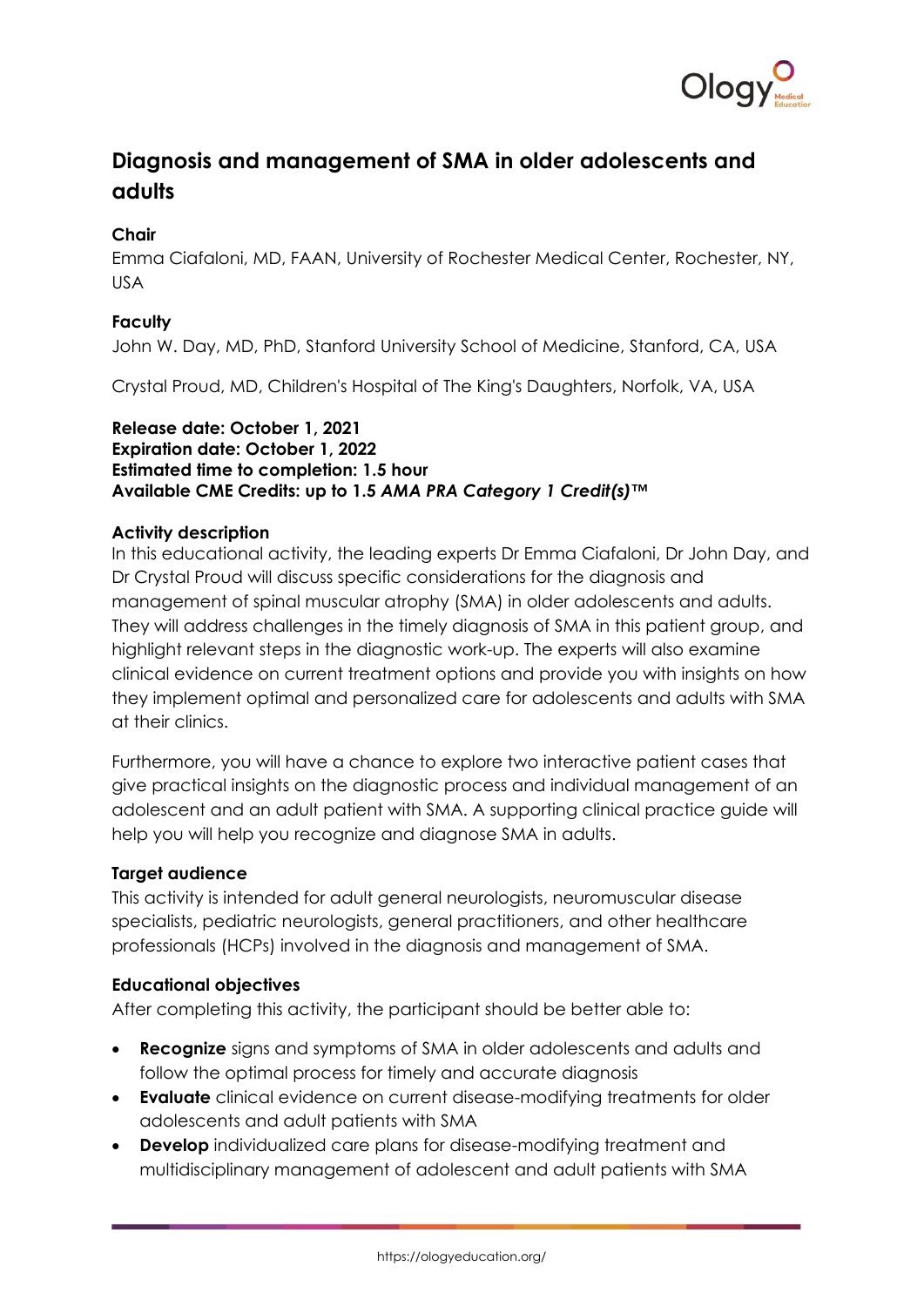# Diagnosis and management of SMA in older adolescents and adults

**Chair**

Emma Ciafaloni, MD, FAAN, University of Rochester Medical Center, Rochester, NY, USA

**Faculty**

John W. Day, MD, PhD, Stanford University School of Medicine, Stanford, CA, USA

Crystal Proud, MD, Children's Hospital of The King's Daughters, Norfolk, VA, USA

**Release date: October 1, 2021**
**Expiration date: October 1, 2022**
**Estimated time to completion: 1.5 hour**
**Available CME Credits: up to 1.5 *AMA PRA Category 1 Credit(s)*™**

**Activity description**

In this educational activity, the leading experts Dr Emma Ciafaloni, Dr John Day, and Dr Crystal Proud will discuss specific considerations for the diagnosis and management of spinal muscular atrophy (SMA) in older adolescents and adults. They will address challenges in the timely diagnosis of SMA in this patient group, and highlight relevant steps in the diagnostic work-up. The experts will also examine clinical evidence on current treatment options and provide you with insights on how they implement optimal and personalized care for adolescents and adults with SMA at their clinics.

Furthermore, you will have a chance to explore two interactive patient cases that give practical insights on the diagnostic process and individual management of an adolescent and an adult patient with SMA. A supporting clinical practice guide will help you will help you recognize and diagnose SMA in adults.

**Target audience**

This activity is intended for adult general neurologists, neuromuscular disease specialists, pediatric neurologists, general practitioners, and other healthcare professionals (HCPs) involved in the diagnosis and management of SMA.

**Educational objectives**

After completing this activity, the participant should be better able to:

- **Recognize** signs and symptoms of SMA in older adolescents and adults and follow the optimal process for timely and accurate diagnosis
- **Evaluate** clinical evidence on current disease-modifying treatments for older adolescents and adult patients with SMA
- **Develop** individualized care plans for disease-modifying treatment and multidisciplinary management of adolescent and adult patients with SMA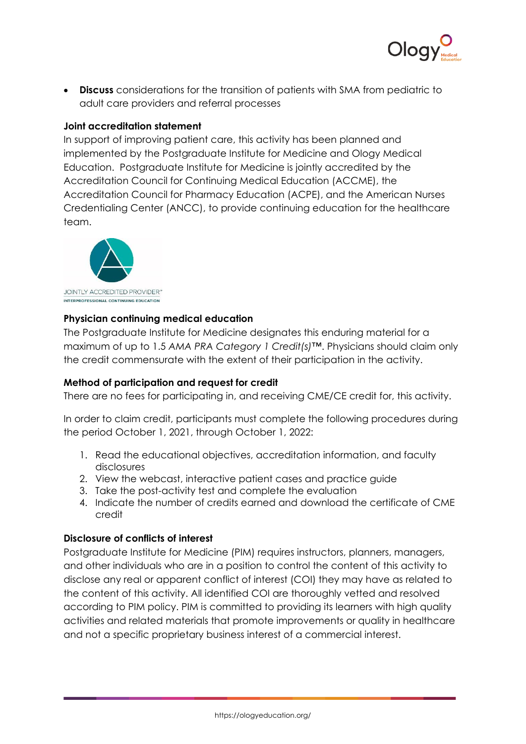- **Discuss** considerations for the transition of patients with SMA from pediatric to adult care providers and referral processes

**Joint accreditation statement**

In support of improving patient care, this activity has been planned and implemented by the Postgraduate Institute for Medicine and Ology Medical Education. Postgraduate Institute for Medicine is jointly accredited by the Accreditation Council for Continuing Medical Education (ACCME), the Accreditation Council for Pharmacy Education (ACPE), and the American Nurses Credentialing Center (ANCC), to provide continuing education for the healthcare team.

JOINTLY ACCREDITED PROVIDER™
INTERPROFESSIONAL CONTINUING EDUCATION

**Physician continuing medical education**

The Postgraduate Institute for Medicine designates this enduring material for a maximum of up to 1.5 *AMA PRA Category 1 Credit(s)*™. Physicians should claim only the credit commensurate with the extent of their participation in the activity.

**Method of participation and request for credit**

There are no fees for participating in, and receiving CME/CE credit for, this activity.

In order to claim credit, participants must complete the following procedures during the period October 1, 2021, through October 1, 2022:

1. Read the educational objectives, accreditation information, and faculty disclosures
2. View the webcast, interactive patient cases and practice guide
3. Take the post-activity test and complete the evaluation
4. Indicate the number of credits earned and download the certificate of CME credit

**Disclosure of conflicts of interest**

Postgraduate Institute for Medicine (PIM) requires instructors, planners, managers, and other individuals who are in a position to control the content of this activity to disclose any real or apparent conflict of interest (COI) they may have as related to the content of this activity. All identified COI are thoroughly vetted and resolved according to PIM policy. PIM is committed to providing its learners with high quality activities and related materials that promote improvements or quality in healthcare and not a specific proprietary business interest of a commercial interest.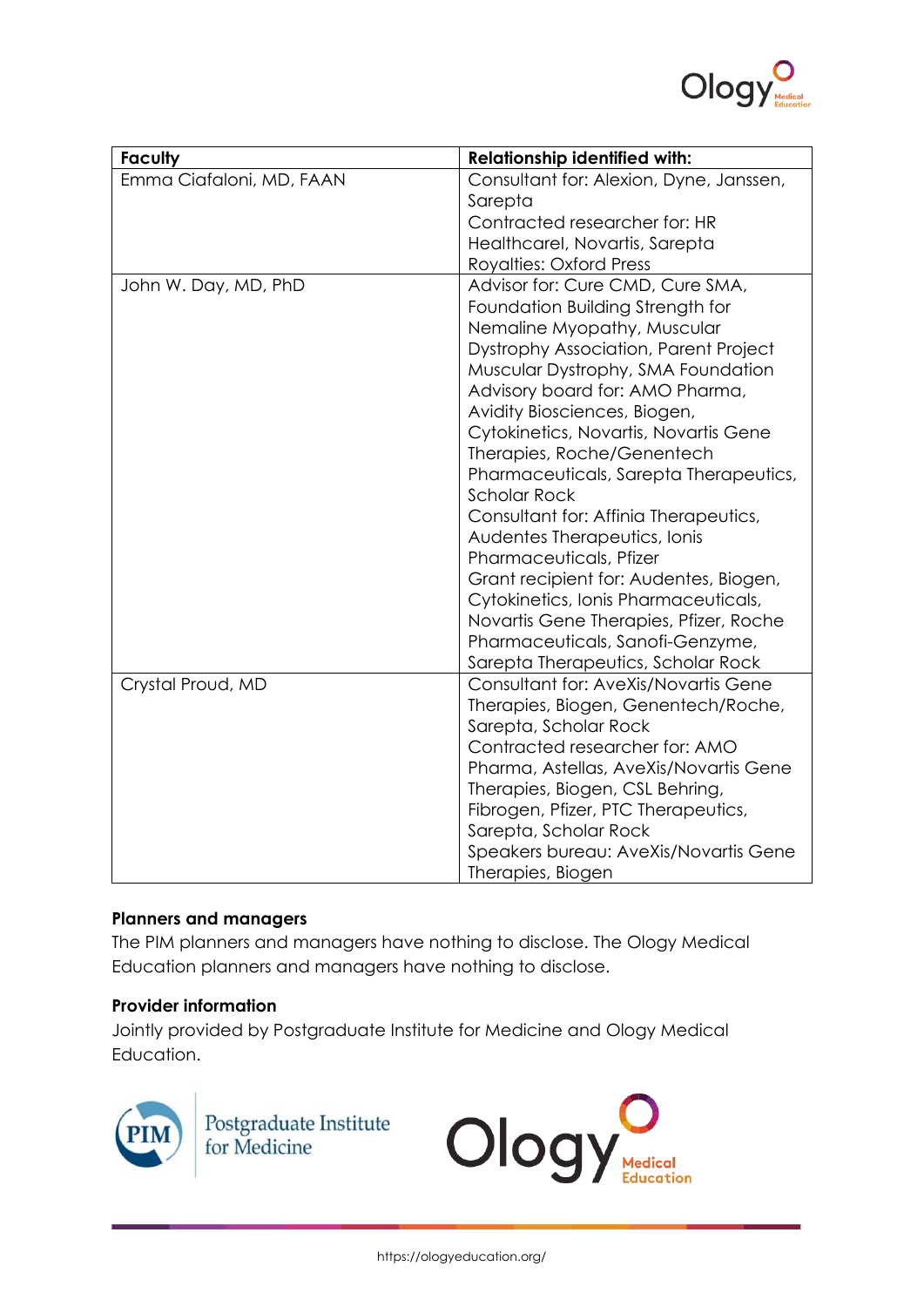| Faculty | Relationship identified with: |
| --- | --- |
| Emma Ciafaloni, MD, FAAN | Consultant for: Alexion, Dyne, Janssen, Sarepta<br>Contracted researcher for: HR Healthcarel, Novartis, Sarepta<br>Royalties: Oxford Press |
| John W. Day, MD, PhD | Advisor for: Cure CMD, Cure SMA, Foundation Building Strength for Nemaline Myopathy, Muscular Dystrophy Association, Parent Project Muscular Dystrophy, SMA Foundation<br>Advisory board for: AMO Pharma, Avidity Biosciences, Biogen, Cytokinetics, Novartis, Novartis Gene Therapies, Roche/Genentech Pharmaceuticals, Sarepta Therapeutics, Scholar Rock<br>Consultant for: Affinia Therapeutics, Audentes Therapeutics, Ionis Pharmaceuticals, Pfizer<br>Grant recipient for: Audentes, Biogen, Cytokinetics, Ionis Pharmaceuticals, Novartis Gene Therapies, Pfizer, Roche Pharmaceuticals, Sanofi-Genzyme, Sarepta Therapeutics, Scholar Rock |
| Crystal Proud, MD | Consultant for: AveXis/Novartis Gene Therapies, Biogen, Genentech/Roche, Sarepta, Scholar Rock<br>Contracted researcher for: AMO Pharma, Astellas, AveXis/Novartis Gene Therapies, Biogen, CSL Behring, Fibrogen, Pfizer, PTC Therapeutics, Sarepta, Scholar Rock<br>Speakers bureau: AveXis/Novartis Gene Therapies, Biogen |

**Planners and managers**

The PIM planners and managers have nothing to disclose. The Ology Medical Education planners and managers have nothing to disclose.

**Provider information**

Jointly provided by Postgraduate Institute for Medicine and Ology Medical Education.

https://ologyeducation.org/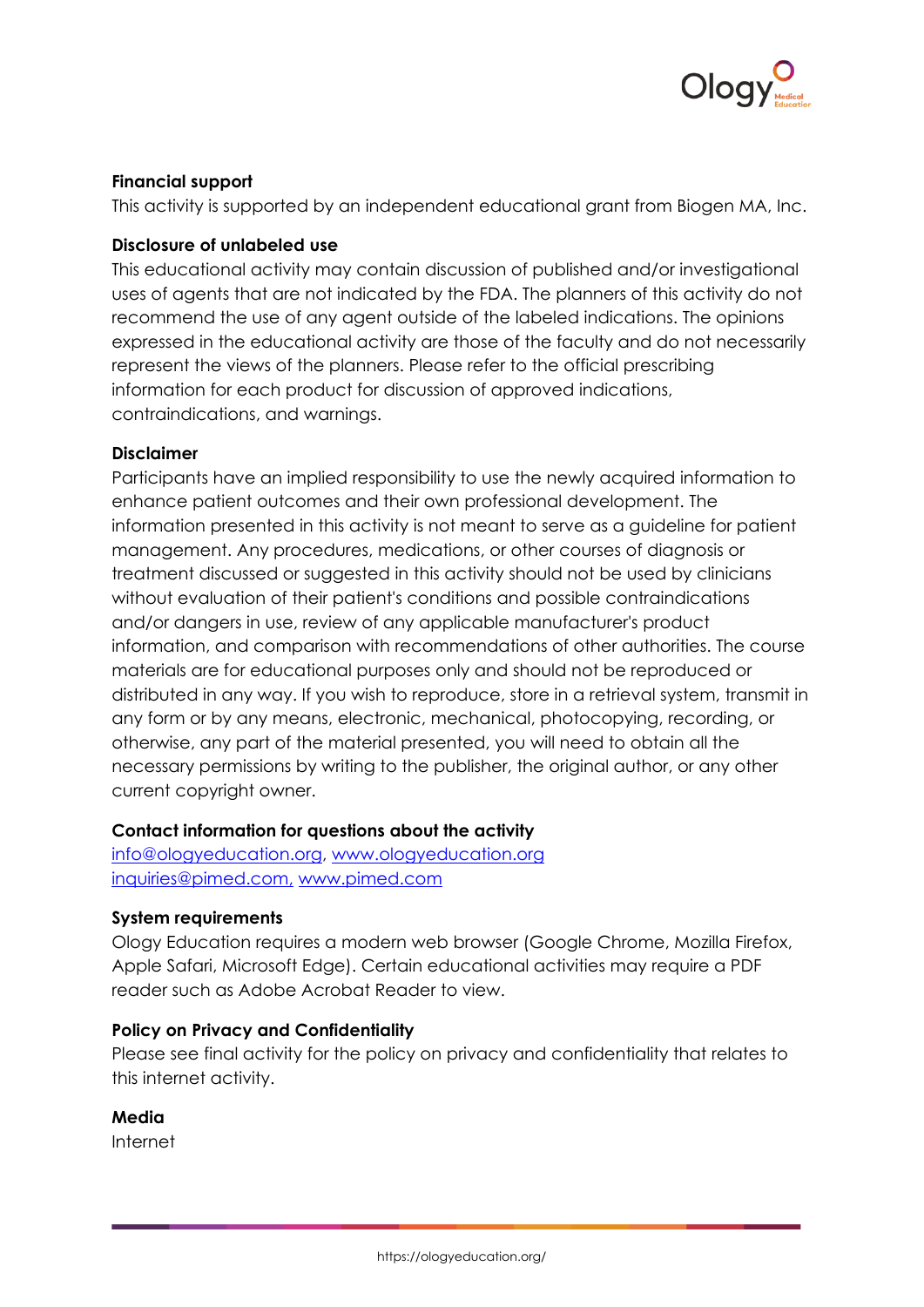**Financial support**

This activity is supported by an independent educational grant from Biogen MA, Inc.

**Disclosure of unlabeled use**

This educational activity may contain discussion of published and/or investigational uses of agents that are not indicated by the FDA. The planners of this activity do not recommend the use of any agent outside of the labeled indications. The opinions expressed in the educational activity are those of the faculty and do not necessarily represent the views of the planners. Please refer to the official prescribing information for each product for discussion of approved indications, contraindications, and warnings.

**Disclaimer**

Participants have an implied responsibility to use the newly acquired information to enhance patient outcomes and their own professional development. The information presented in this activity is not meant to serve as a guideline for patient management. Any procedures, medications, or other courses of diagnosis or treatment discussed or suggested in this activity should not be used by clinicians without evaluation of their patient's conditions and possible contraindications and/or dangers in use, review of any applicable manufacturer's product information, and comparison with recommendations of other authorities. The course materials are for educational purposes only and should not be reproduced or distributed in any way. If you wish to reproduce, store in a retrieval system, transmit in any form or by any means, electronic, mechanical, photocopying, recording, or otherwise, any part of the material presented, you will need to obtain all the necessary permissions by writing to the publisher, the original author, or any other current copyright owner.

**Contact information for questions about the activity**

info@ologyeducation.org, www.ologyeducation.org
inquiries@pimed.com, www.pimed.com

**System requirements**

Ology Education requires a modern web browser (Google Chrome, Mozilla Firefox, Apple Safari, Microsoft Edge). Certain educational activities may require a PDF reader such as Adobe Acrobat Reader to view.

**Policy on Privacy and Confidentiality**

Please see final activity for the policy on privacy and confidentiality that relates to this internet activity.

**Media**

Internet